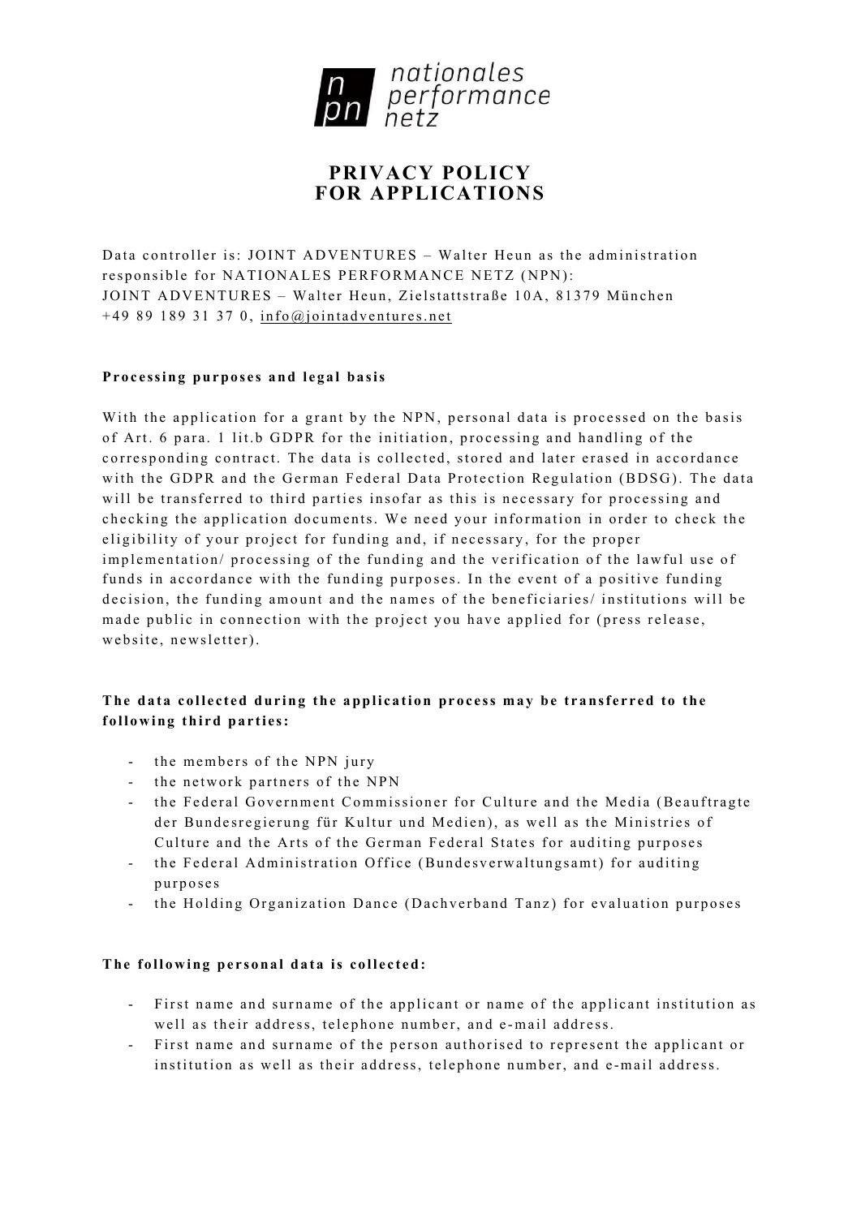nationales performance netz

# PRIVACY POLICY FOR APPLICATIONS

Data controller is: JOINT ADVENTURES – Walter Heun as the administration responsible for NATIONALES PERFORMANCE NETZ (NPN):
JOINT ADVENTURES – Walter Heun, Zielstattstraße 10A, 81379 München
+49 89 189 31 37 0, info@jointadventures.net

**Processing purposes and legal basis**

With the application for a grant by the NPN, personal data is processed on the basis of Art. 6 para. 1 lit.b GDPR for the initiation, processing and handling of the corresponding contract. The data is collected, stored and later erased in accordance with the GDPR and the German Federal Data Protection Regulation (BDSG). The data will be transferred to third parties insofar as this is necessary for processing and checking the application documents. We need your information in order to check the eligibility of your project for funding and, if necessary, for the proper implementation/ processing of the funding and the verification of the lawful use of funds in accordance with the funding purposes. In the event of a positive funding decision, the funding amount and the names of the beneficiaries/ institutions will be made public in connection with the project you have applied for (press release, website, newsletter).

**The data collected during the application process may be transferred to the following third parties:**

- the members of the NPN jury
- the network partners of the NPN
- the Federal Government Commissioner for Culture and the Media (Beauftragte der Bundesregierung für Kultur und Medien), as well as the Ministries of Culture and the Arts of the German Federal States for auditing purposes
- the Federal Administration Office (Bundesverwaltungsamt) for auditing purposes
- the Holding Organization Dance (Dachverband Tanz) for evaluation purposes

**The following personal data is collected:**

- First name and surname of the applicant or name of the applicant institution as well as their address, telephone number, and e-mail address.
- First name and surname of the person authorised to represent the applicant or institution as well as their address, telephone number, and e-mail address.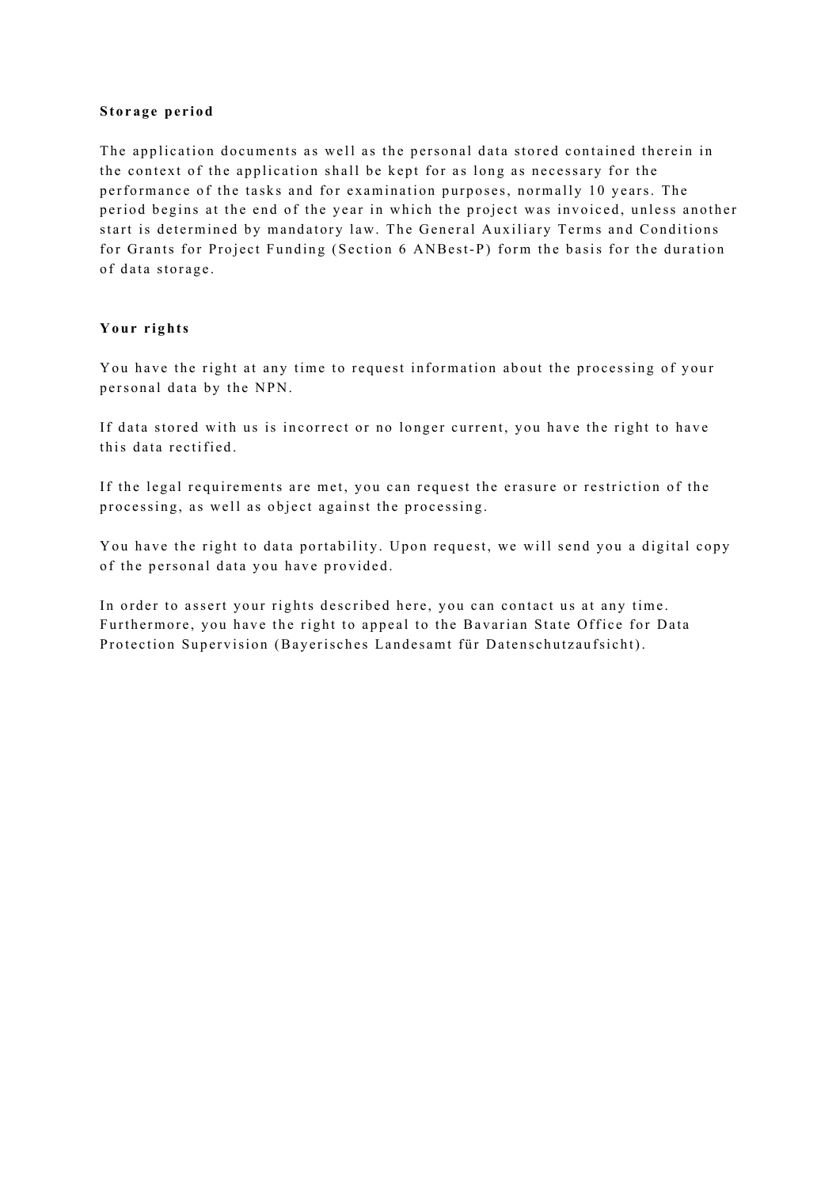**Storage period**

The application documents as well as the personal data stored contained therein in the context of the application shall be kept for as long as necessary for the performance of the tasks and for examination purposes, normally 10 years. The period begins at the end of the year in which the project was invoiced, unless another start is determined by mandatory law. The General Auxiliary Terms and Conditions for Grants for Project Funding (Section 6 ANBest-P) form the basis for the duration of data storage.

**Your rights**

You have the right at any time to request information about the processing of your personal data by the NPN.

If data stored with us is incorrect or no longer current, you have the right to have this data rectified.

If the legal requirements are met, you can request the erasure or restriction of the processing, as well as object against the processing.

You have the right to data portability. Upon request, we will send you a digital copy of the personal data you have provided.

In order to assert your rights described here, you can contact us at any time. Furthermore, you have the right to appeal to the Bavarian State Office for Data Protection Supervision (Bayerisches Landesamt für Datenschutzaufsicht).